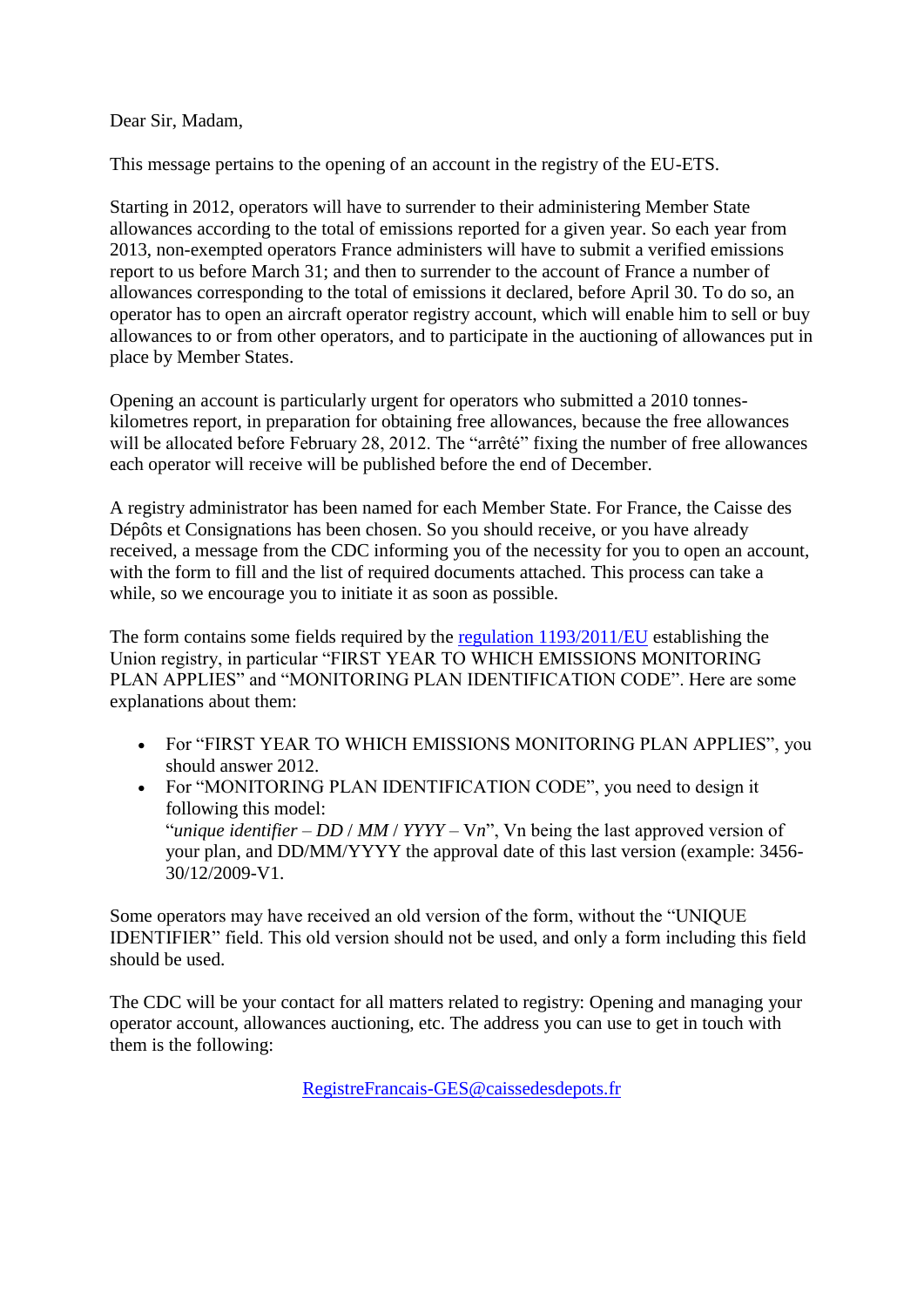Dear Sir, Madam,

This message pertains to the opening of an account in the registry of the EU-ETS.

Starting in 2012, operators will have to surrender to their administering Member State allowances according to the total of emissions reported for a given year. So each year from 2013, non-exempted operators France administers will have to submit a verified emissions report to us before March 31; and then to surrender to the account of France a number of allowances corresponding to the total of emissions it declared, before April 30. To do so, an operator has to open an aircraft operator registry account, which will enable him to sell or buy allowances to or from other operators, and to participate in the auctioning of allowances put in place by Member States.

Opening an account is particularly urgent for operators who submitted a 2010 tonnes-kilometres report, in preparation for obtaining free allowances, because the free allowances will be allocated before February 28, 2012. The "arrêté" fixing the number of free allowances each operator will receive will be published before the end of December.

A registry administrator has been named for each Member State. For France, the Caisse des Dépôts et Consignations has been chosen. So you should receive, or you have already received, a message from the CDC informing you of the necessity for you to open an account, with the form to fill and the list of required documents attached. This process can take a while, so we encourage you to initiate it as soon as possible.

The form contains some fields required by the [regulation 1193/2011/EU] establishing the Union registry, in particular "FIRST YEAR TO WHICH EMISSIONS MONITORING PLAN APPLIES" and "MONITORING PLAN IDENTIFICATION CODE". Here are some explanations about them:

- For "FIRST YEAR TO WHICH EMISSIONS MONITORING PLAN APPLIES", you should answer 2012.
- For "MONITORING PLAN IDENTIFICATION CODE", you need to design it following this model:
  "*unique identifier – DD* / *MM* / *YYYY* – V*n*", Vn being the last approved version of your plan, and DD/MM/YYYY the approval date of this last version (example: 3456-30/12/2009-V1.

Some operators may have received an old version of the form, without the "UNIQUE IDENTIFIER" field. This old version should not be used, and only a form including this field should be used.

The CDC will be your contact for all matters related to registry: Opening and managing your operator account, allowances auctioning, etc. The address you can use to get in touch with them is the following:

RegistreFrancais-GES@caissedesdepots.fr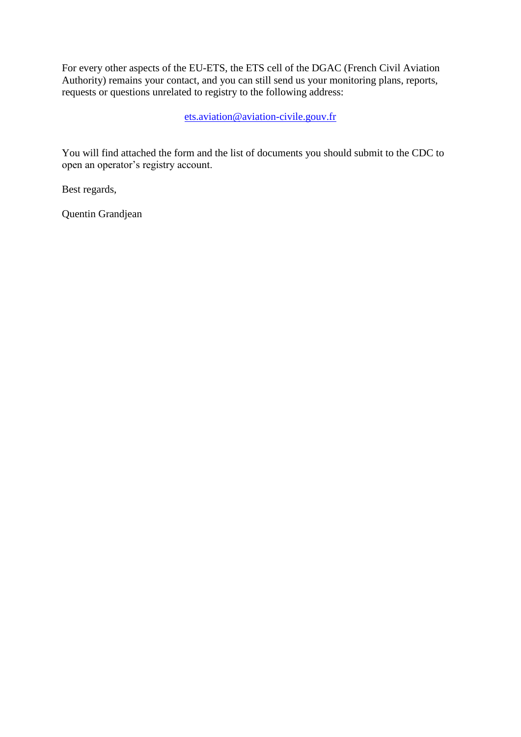For every other aspects of the EU-ETS, the ETS cell of the DGAC (French Civil Aviation Authority) remains your contact, and you can still send us your monitoring plans, reports, requests or questions unrelated to registry to the following address:

ets.aviation@aviation-civile.gouv.fr

You will find attached the form and the list of documents you should submit to the CDC to open an operator's registry account.

Best regards,

Quentin Grandjean